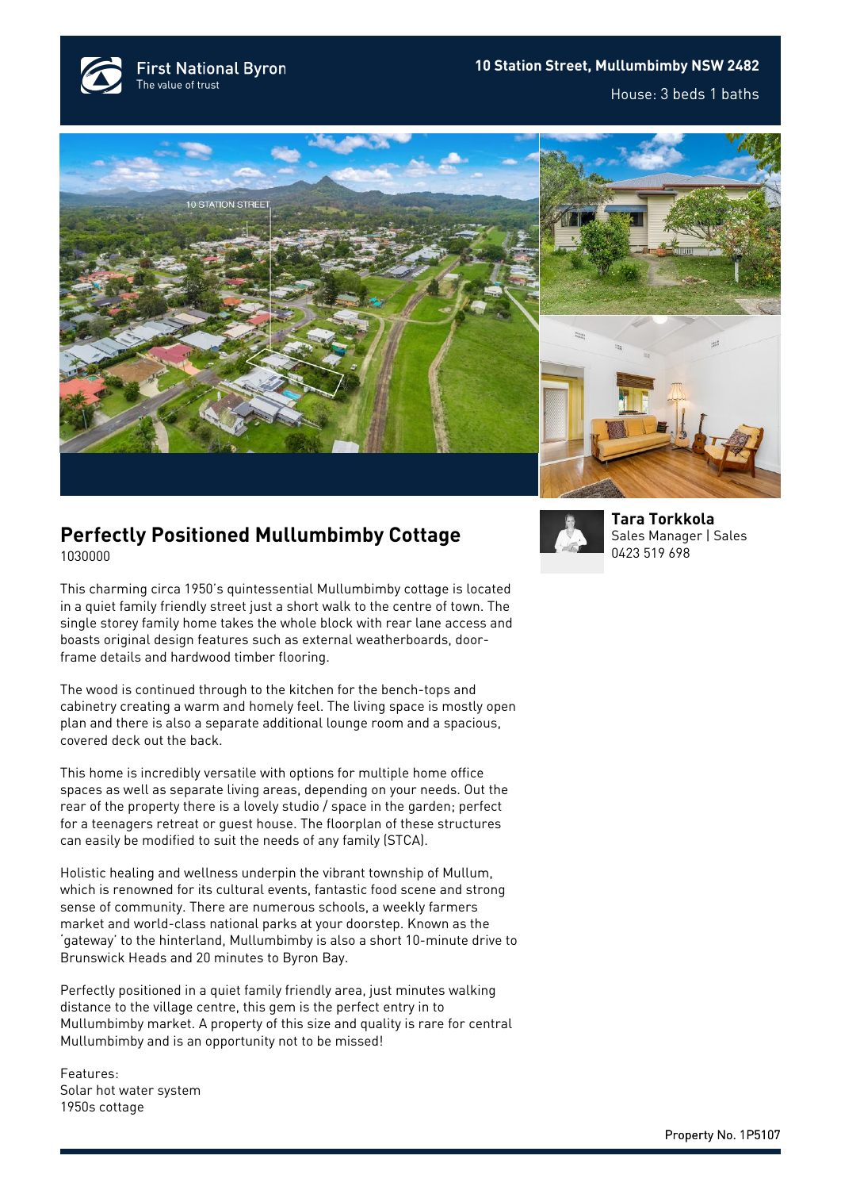First National Byron
The value of trust

**10 Station Street, Mullumbimby NSW 2482**

House: 3 beds 1 baths

## Perfectly Positioned Mullumbimby Cottage

1030000

**Tara Torkkola**
Sales Manager | Sales
0423 519 698

This charming circa 1950's quintessential Mullumbimby cottage is located in a quiet family friendly street just a short walk to the centre of town. The single storey family home takes the whole block with rear lane access and boasts original design features such as external weatherboards, door-frame details and hardwood timber flooring.

The wood is continued through to the kitchen for the bench-tops and cabinetry creating a warm and homely feel. The living space is mostly open plan and there is also a separate additional lounge room and a spacious, covered deck out the back.

This home is incredibly versatile with options for multiple home office spaces as well as separate living areas, depending on your needs. Out the rear of the property there is a lovely studio / space in the garden; perfect for a teenagers retreat or guest house. The floorplan of these structures can easily be modified to suit the needs of any family (STCA).

Holistic healing and wellness underpin the vibrant township of Mullum, which is renowned for its cultural events, fantastic food scene and strong sense of community. There are numerous schools, a weekly farmers market and world-class national parks at your doorstep. Known as the 'gateway' to the hinterland, Mullumbimby is also a short 10-minute drive to Brunswick Heads and 20 minutes to Byron Bay.

Perfectly positioned in a quiet family friendly area, just minutes walking distance to the village centre, this gem is the perfect entry in to Mullumbimby market. A property of this size and quality is rare for central Mullumbimby and is an opportunity not to be missed!

Features:
Solar hot water system
1950s cottage

Property No. 1P5107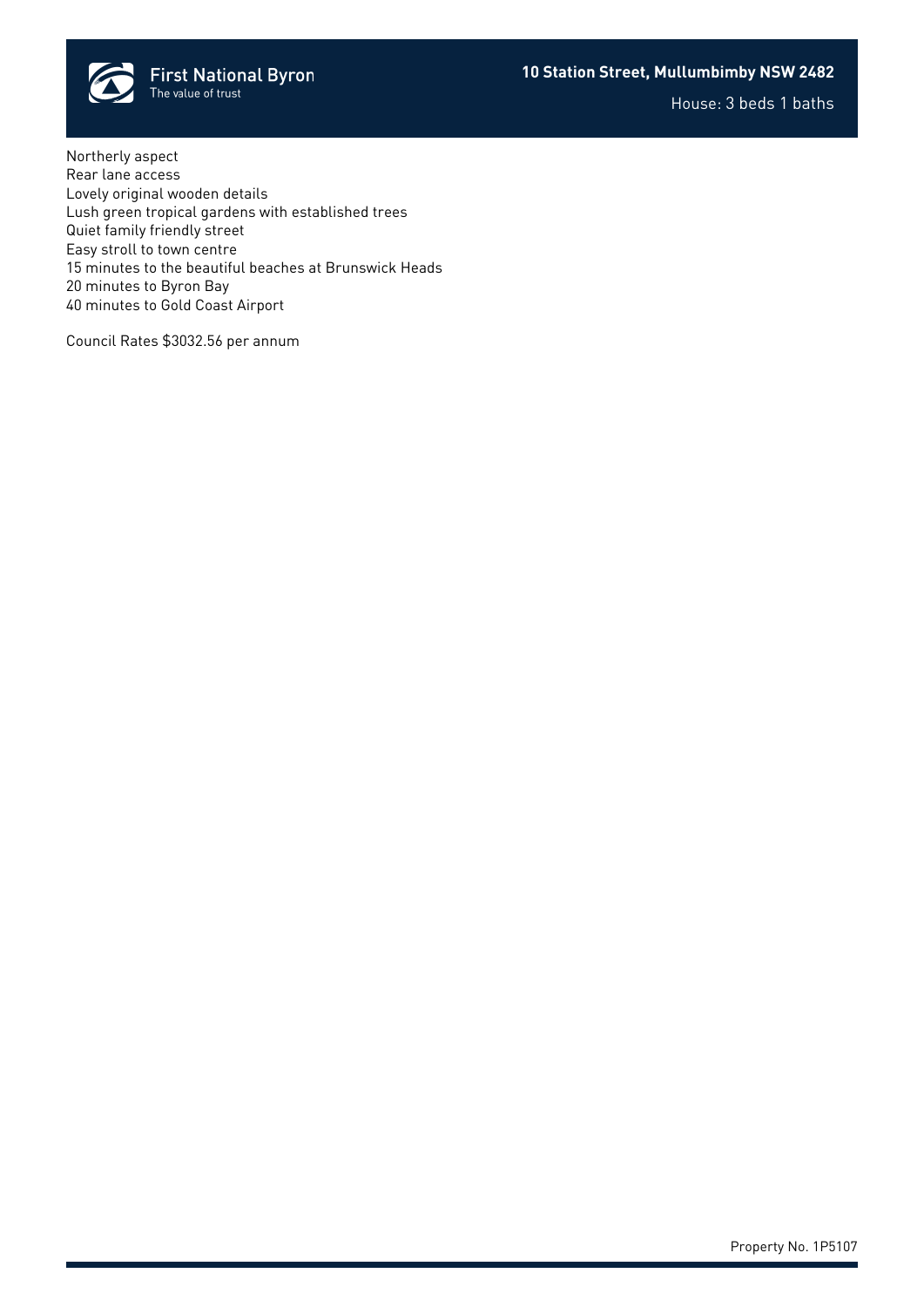Northerly aspect
Rear lane access
Lovely original wooden details
Lush green tropical gardens with established trees
Quiet family friendly street
Easy stroll to town centre
15 minutes to the beautiful beaches at Brunswick Heads
20 minutes to Byron Bay
40 minutes to Gold Coast Airport

Council Rates $3032.56 per annum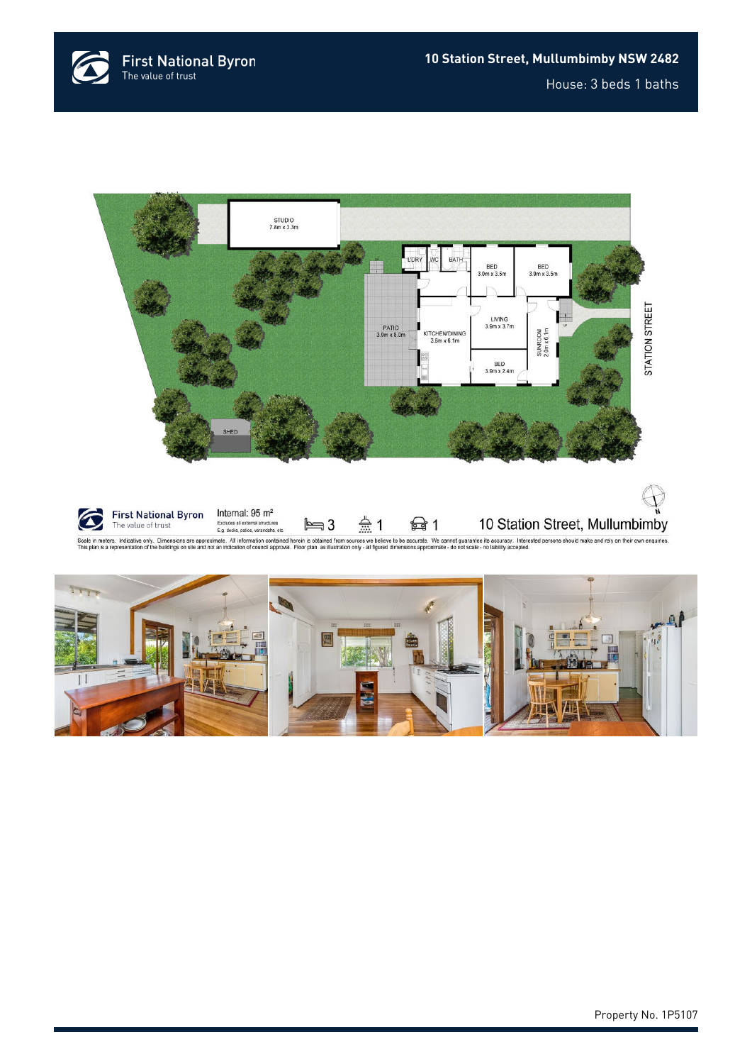First National Byron
The value of trust

**10 Station Street, Mullumbimby NSW 2482**

House: 3 beds 1 baths

STUDIO
7.8m x 3.3m

LDRY WC BATH

BED
3.0m x 3.5m

BED
3.0m x 3.5m

PATIO
3.9m x 8.0m

KITCHEN/DINING
3.6m x 6.1m

LIVING
3.6m x 3.7m

SUNROOM
2.0m x 6.1m

BED
3.5m x 2.4m

SHED

STATION STREET

N

First National Byron
The value of trust

Internal: 95 m²
Excludes all external structures
E.g. decks, patios, verandahs, etc

3 1 1

10 Station Street, Mullumbimby

Scale in meters. Indicative only. Dimensions are approximate. All information contained herein is obtained from sources we believe to be accurate. We cannot guarantee its accuracy. Interested persons should make and rely on their own enquiries. This plan is a representation of the buildings on site and not an indication of council approval. Floor plan as illustration only - all figured dimensions approximate - do not scale - no liability accepted.

Property No. 1P5107